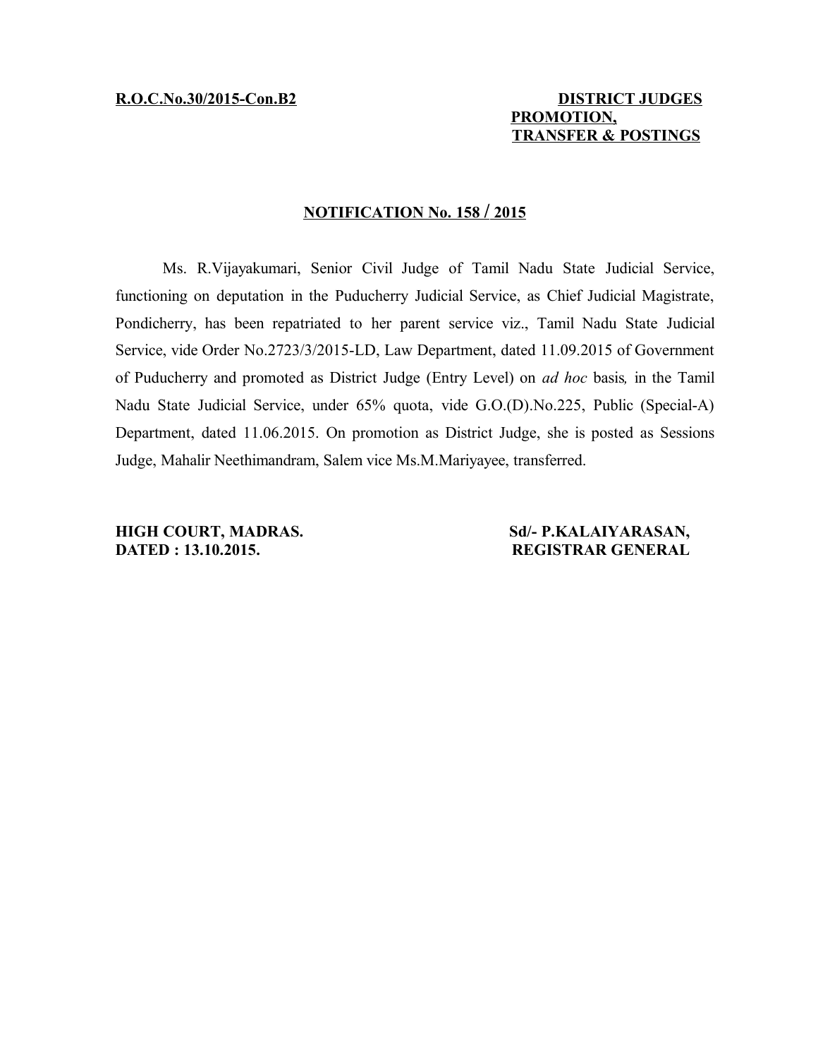**R.O.C.No.30/2015-Con.B2**

**DISTRICT JUDGES PROMOTION, TRANSFER & POSTINGS**

## NOTIFICATION No. 158 / 2015

Ms. R.Vijayakumari, Senior Civil Judge of Tamil Nadu State Judicial Service, functioning on deputation in the Puducherry Judicial Service, as Chief Judicial Magistrate, Pondicherry, has been repatriated to her parent service viz., Tamil Nadu State Judicial Service, vide Order No.2723/3/2015-LD, Law Department, dated 11.09.2015 of Government of Puducherry and promoted as District Judge (Entry Level) on *ad hoc* basis*,* in the Tamil Nadu State Judicial Service, under 65% quota, vide G.O.(D).No.225, Public (Special-A) Department, dated 11.06.2015. On promotion as District Judge, she is posted as Sessions Judge, Mahalir Neethimandram, Salem vice Ms.M.Mariyayee, transferred.

**HIGH COURT, MADRAS.**
**DATED : 13.10.2015.**

**Sd/- P.KALAIYARASAN,**
**REGISTRAR GENERAL**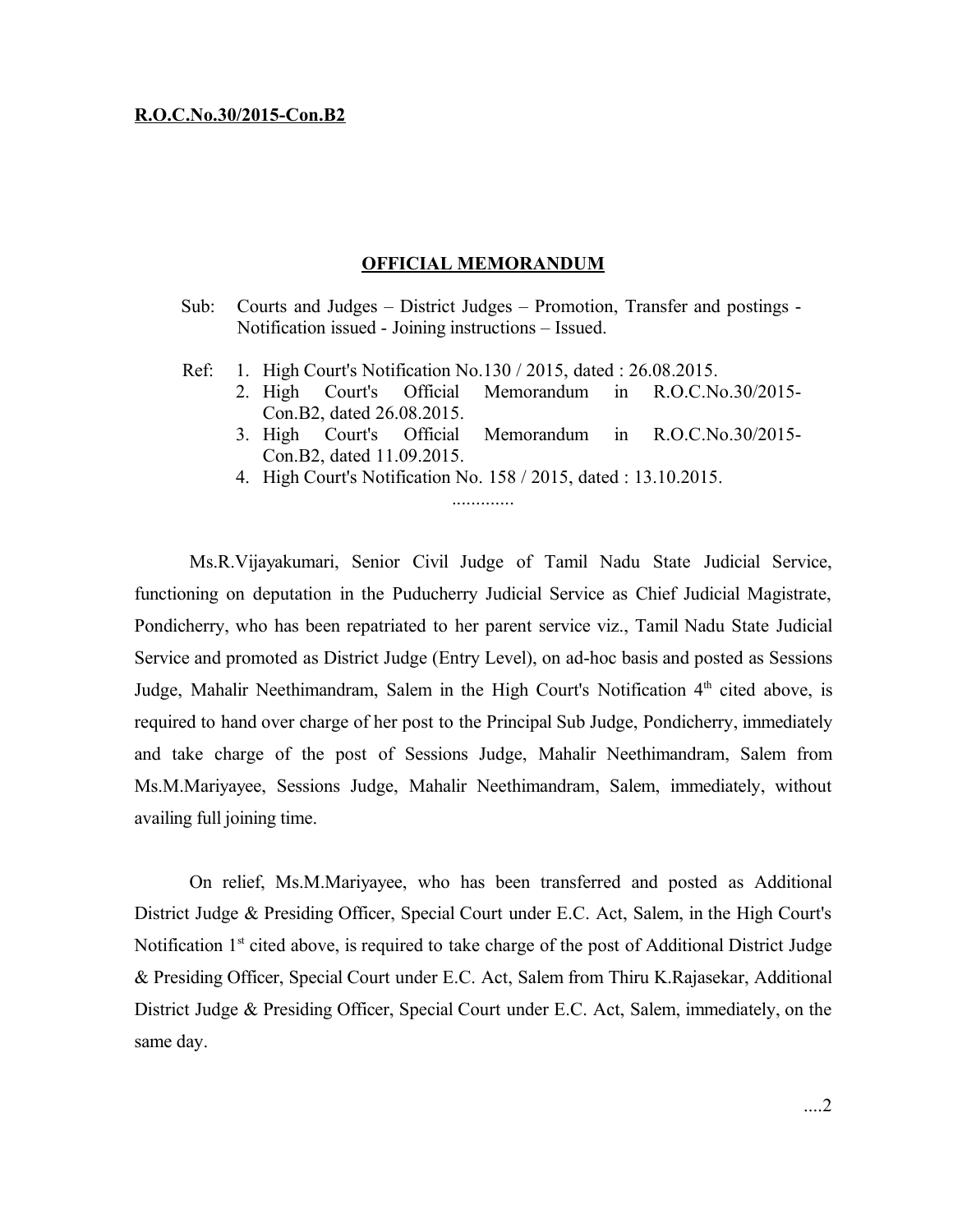**R.O.C.No.30/2015-Con.B2**

## OFFICIAL MEMORANDUM

Sub: Courts and Judges – District Judges – Promotion, Transfer and postings - Notification issued - Joining instructions – Issued.

Ref:
1. High Court's Notification No.130 / 2015, dated : 26.08.2015.
2. High Court's Official Memorandum in R.O.C.No.30/2015-Con.B2, dated 26.08.2015.
3. High Court's Official Memorandum in R.O.C.No.30/2015-Con.B2, dated 11.09.2015.
4. High Court's Notification No. 158 / 2015, dated : 13.10.2015.

.............

Ms.R.Vijayakumari, Senior Civil Judge of Tamil Nadu State Judicial Service, functioning on deputation in the Puducherry Judicial Service as Chief Judicial Magistrate, Pondicherry, who has been repatriated to her parent service viz., Tamil Nadu State Judicial Service and promoted as District Judge (Entry Level), on ad-hoc basis and posted as Sessions Judge, Mahalir Neethimandram, Salem in the High Court's Notification 4th cited above, is required to hand over charge of her post to the Principal Sub Judge, Pondicherry, immediately and take charge of the post of Sessions Judge, Mahalir Neethimandram, Salem from Ms.M.Mariyayee, Sessions Judge, Mahalir Neethimandram, Salem, immediately, without availing full joining time.

On relief, Ms.M.Mariyayee, who has been transferred and posted as Additional District Judge & Presiding Officer, Special Court under E.C. Act, Salem, in the High Court's Notification 1st cited above, is required to take charge of the post of Additional District Judge & Presiding Officer, Special Court under E.C. Act, Salem from Thiru K.Rajasekar, Additional District Judge & Presiding Officer, Special Court under E.C. Act, Salem, immediately, on the same day.

....2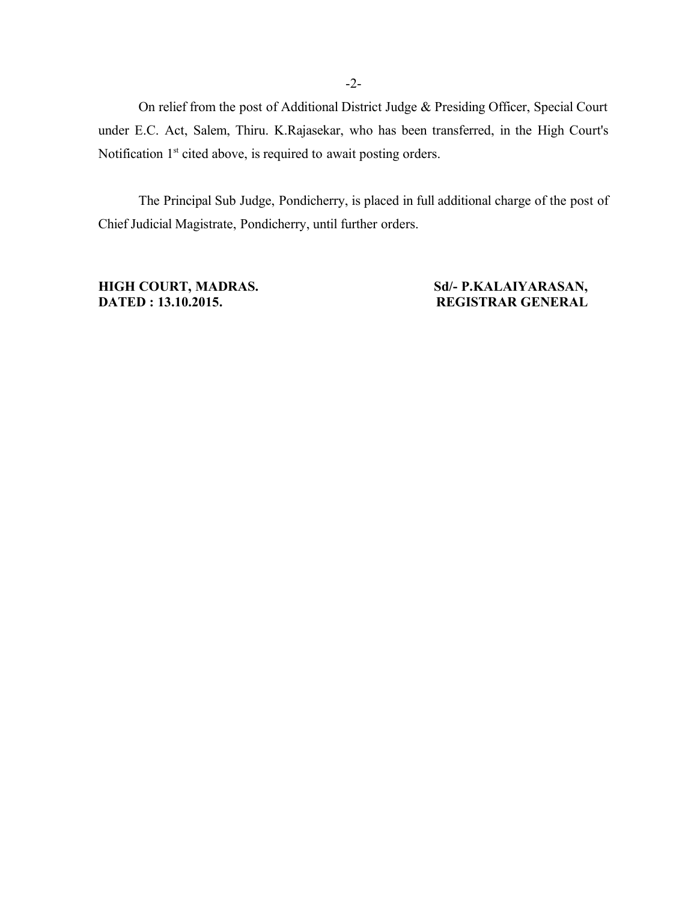On relief from the post of Additional District Judge & Presiding Officer, Special Court under E.C. Act, Salem, Thiru. K.Rajasekar, who has been transferred, in the High Court's Notification 1st cited above, is required to await posting orders.

The Principal Sub Judge, Pondicherry, is placed in full additional charge of the post of Chief Judicial Magistrate, Pondicherry, until further orders.

**HIGH COURT, MADRAS.**
**DATED : 13.10.2015.**

**Sd/- P.KALAIYARASAN,**
**REGISTRAR GENERAL**